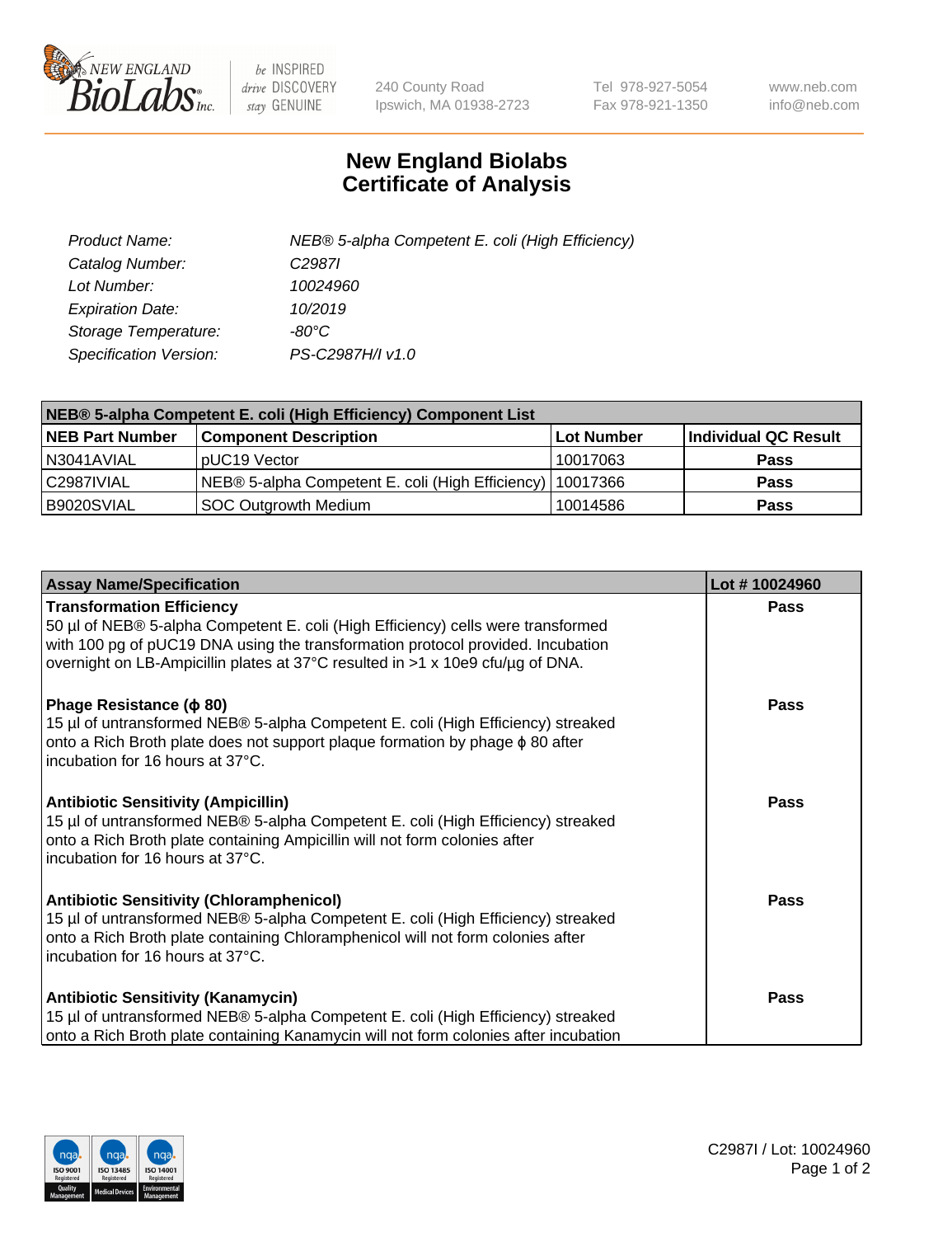# New England Biolabs Certificate of Analysis

240 County Road
Ipswich, MA 01938-2723

Tel 978-927-5054
Fax 978-921-1350

www.neb.com
info@neb.com

| | |
|---|---|
| *Product Name:* | *NEB® 5-alpha Competent E. coli (High Efficiency)* |
| *Catalog Number:* | *C2987I* |
| *Lot Number:* | *10024960* |
| *Expiration Date:* | *10/2019* |
| *Storage Temperature:* | *-80°C* |
| *Specification Version:* | *PS-C2987H/I v1.0* |

| NEB® 5-alpha Competent E. coli (High Efficiency) Component List | | | |
|---|---|---|---|
| **NEB Part Number** | **Component Description** | **Lot Number** | **Individual QC Result** |
| N3041AVIAL | pUC19 Vector | 10017063 | **Pass** |
| C2987IVIAL | NEB® 5-alpha Competent E. coli (High Efficiency) | 10017366 | **Pass** |
| B9020SVIAL | SOC Outgrowth Medium | 10014586 | **Pass** |

| Assay Name/Specification | Lot # 10024960 |
|---|---|
| **Transformation Efficiency** 50 µl of NEB® 5-alpha Competent E. coli (High Efficiency) cells were transformed with 100 pg of pUC19 DNA using the transformation protocol provided. Incubation overnight on LB-Ampicillin plates at 37°C resulted in >1 x 10e9 cfu/µg of DNA. | **Pass** |
| **Phage Resistance (ϕ 80)** 15 µl of untransformed NEB® 5-alpha Competent E. coli (High Efficiency) streaked onto a Rich Broth plate does not support plaque formation by phage ϕ 80 after incubation for 16 hours at 37°C. | **Pass** |
| **Antibiotic Sensitivity (Ampicillin)** 15 µl of untransformed NEB® 5-alpha Competent E. coli (High Efficiency) streaked onto a Rich Broth plate containing Ampicillin will not form colonies after incubation for 16 hours at 37°C. | **Pass** |
| **Antibiotic Sensitivity (Chloramphenicol)** 15 µl of untransformed NEB® 5-alpha Competent E. coli (High Efficiency) streaked onto a Rich Broth plate containing Chloramphenicol will not form colonies after incubation for 16 hours at 37°C. | **Pass** |
| **Antibiotic Sensitivity (Kanamycin)** 15 µl of untransformed NEB® 5-alpha Competent E. coli (High Efficiency) streaked onto a Rich Broth plate containing Kanamycin will not form colonies after incubation | **Pass** |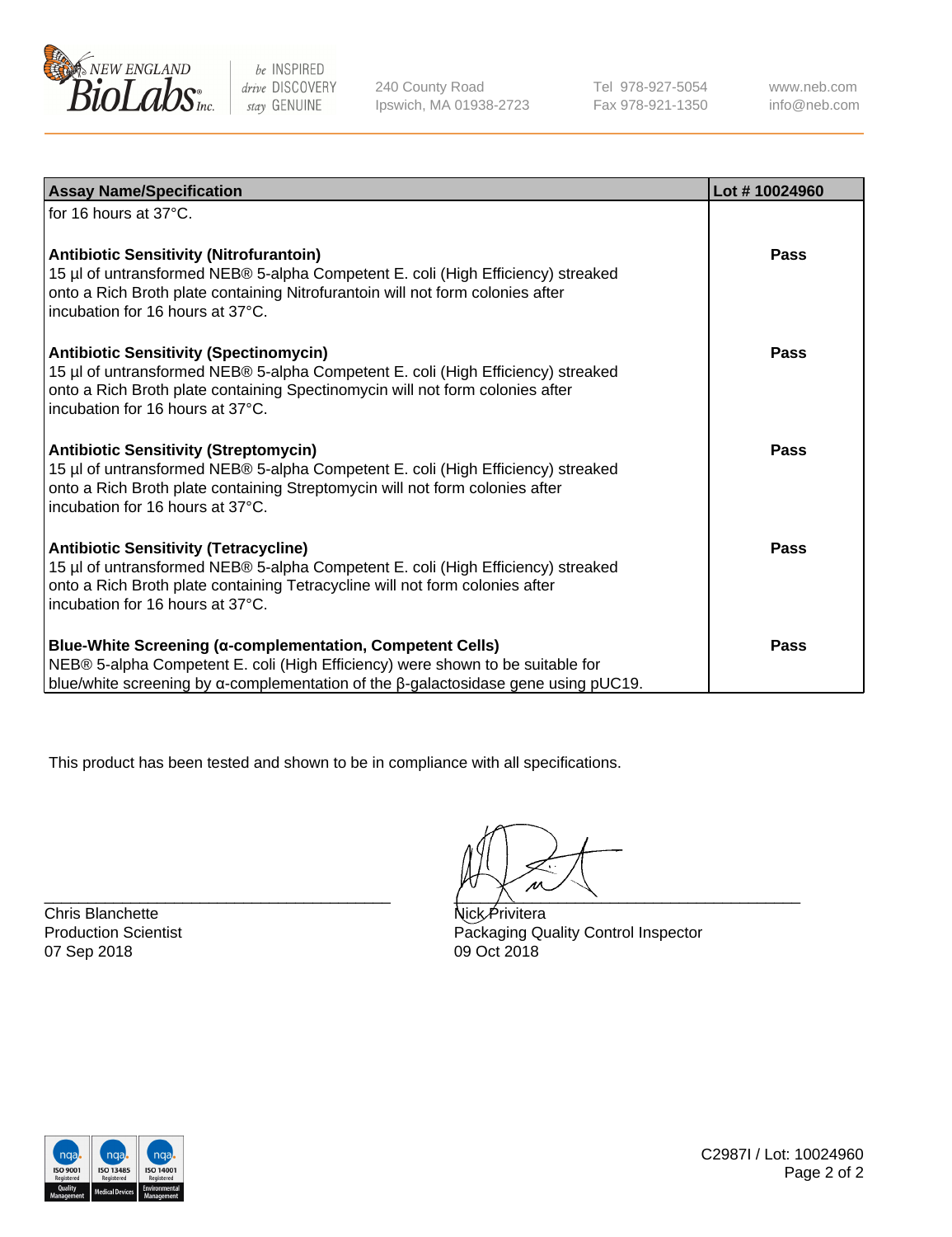| Assay Name/Specification | Lot # 10024960 |
|---|---|
| for 16 hours at 37°C. | |
| **Antibiotic Sensitivity (Nitrofurantoin)**<br>15 µl of untransformed NEB® 5-alpha Competent E. coli (High Efficiency) streaked onto a Rich Broth plate containing Nitrofurantoin will not form colonies after incubation for 16 hours at 37°C. | **Pass** |
| **Antibiotic Sensitivity (Spectinomycin)**<br>15 µl of untransformed NEB® 5-alpha Competent E. coli (High Efficiency) streaked onto a Rich Broth plate containing Spectinomycin will not form colonies after incubation for 16 hours at 37°C. | **Pass** |
| **Antibiotic Sensitivity (Streptomycin)**<br>15 µl of untransformed NEB® 5-alpha Competent E. coli (High Efficiency) streaked onto a Rich Broth plate containing Streptomycin will not form colonies after incubation for 16 hours at 37°C. | **Pass** |
| **Antibiotic Sensitivity (Tetracycline)**<br>15 µl of untransformed NEB® 5-alpha Competent E. coli (High Efficiency) streaked onto a Rich Broth plate containing Tetracycline will not form colonies after incubation for 16 hours at 37°C. | **Pass** |
| **Blue-White Screening (α-complementation, Competent Cells)**<br>NEB® 5-alpha Competent E. coli (High Efficiency) were shown to be suitable for blue/white screening by α-complementation of the β-galactosidase gene using pUC19. | **Pass** |

This product has been tested and shown to be in compliance with all specifications.

Chris Blanchette
Production Scientist
07 Sep 2018

Nick Privitera
Packaging Quality Control Inspector
09 Oct 2018

C2987I / Lot: 10024960